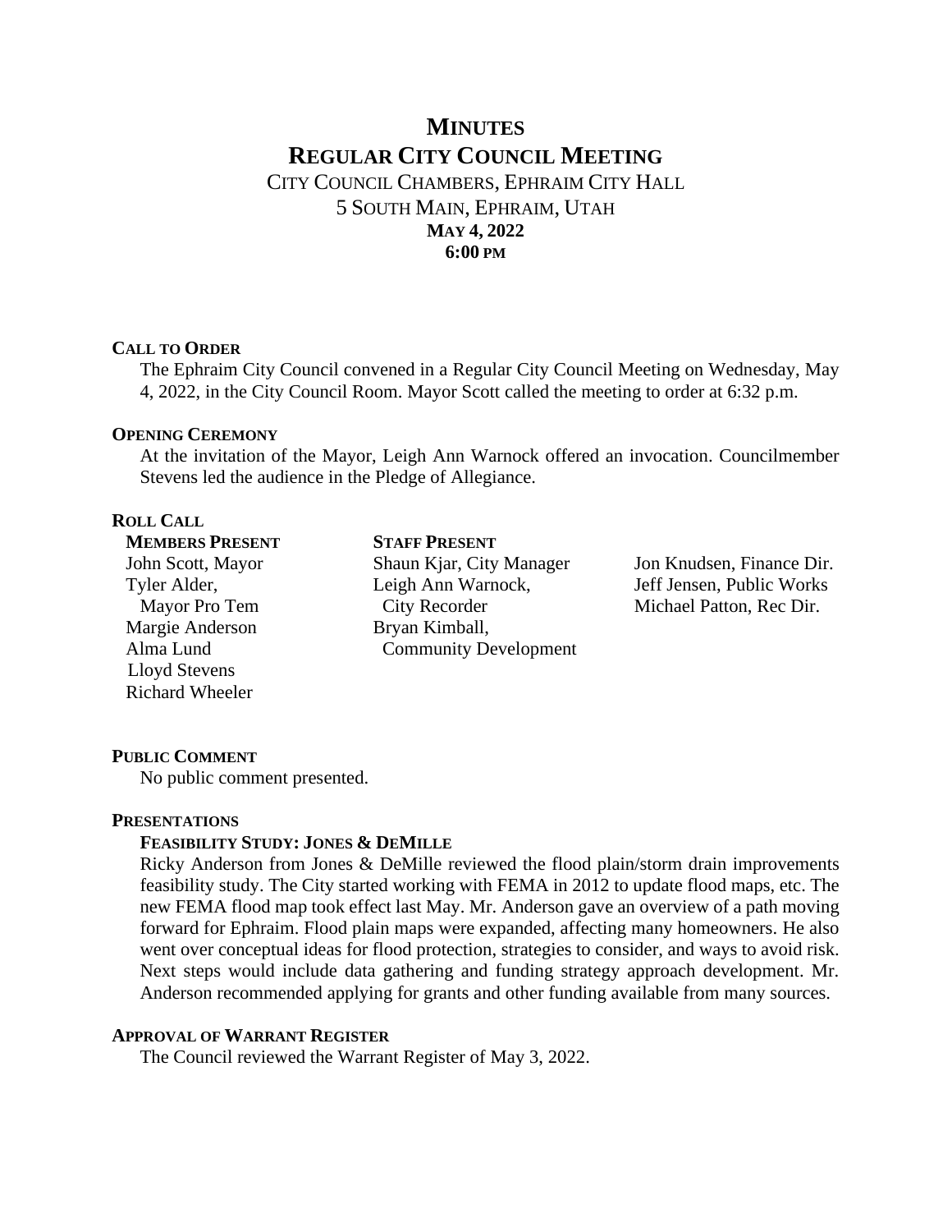# MINUTES
# REGULAR CITY COUNCIL MEETING

CITY COUNCIL CHAMBERS, EPHRAIM CITY HALL
5 SOUTH MAIN, EPHRAIM, UTAH
**MAY 4, 2022**
**6:00 PM**

## CALL TO ORDER

The Ephraim City Council convened in a Regular City Council Meeting on Wednesday, May 4, 2022, in the City Council Room. Mayor Scott called the meeting to order at 6:32 p.m.

## OPENING CEREMONY

At the invitation of the Mayor, Leigh Ann Warnock offered an invocation. Councilmember Stevens led the audience in the Pledge of Allegiance.

## ROLL CALL

**MEMBERS PRESENT**

John Scott, Mayor
Tyler Alder, Mayor Pro Tem
Margie Anderson
Alma Lund
Lloyd Stevens
Richard Wheeler

**STAFF PRESENT**

Shaun Kjar, City Manager
Leigh Ann Warnock, City Recorder
Bryan Kimball, Community Development
Jon Knudsen, Finance Dir.
Jeff Jensen, Public Works
Michael Patton, Rec Dir.

## PUBLIC COMMENT

No public comment presented.

## PRESENTATIONS

### FEASIBILITY STUDY: JONES & DEMILLE

Ricky Anderson from Jones & DeMille reviewed the flood plain/storm drain improvements feasibility study. The City started working with FEMA in 2012 to update flood maps, etc. The new FEMA flood map took effect last May. Mr. Anderson gave an overview of a path moving forward for Ephraim. Flood plain maps were expanded, affecting many homeowners. He also went over conceptual ideas for flood protection, strategies to consider, and ways to avoid risk. Next steps would include data gathering and funding strategy approach development. Mr. Anderson recommended applying for grants and other funding available from many sources.

## APPROVAL OF WARRANT REGISTER

The Council reviewed the Warrant Register of May 3, 2022.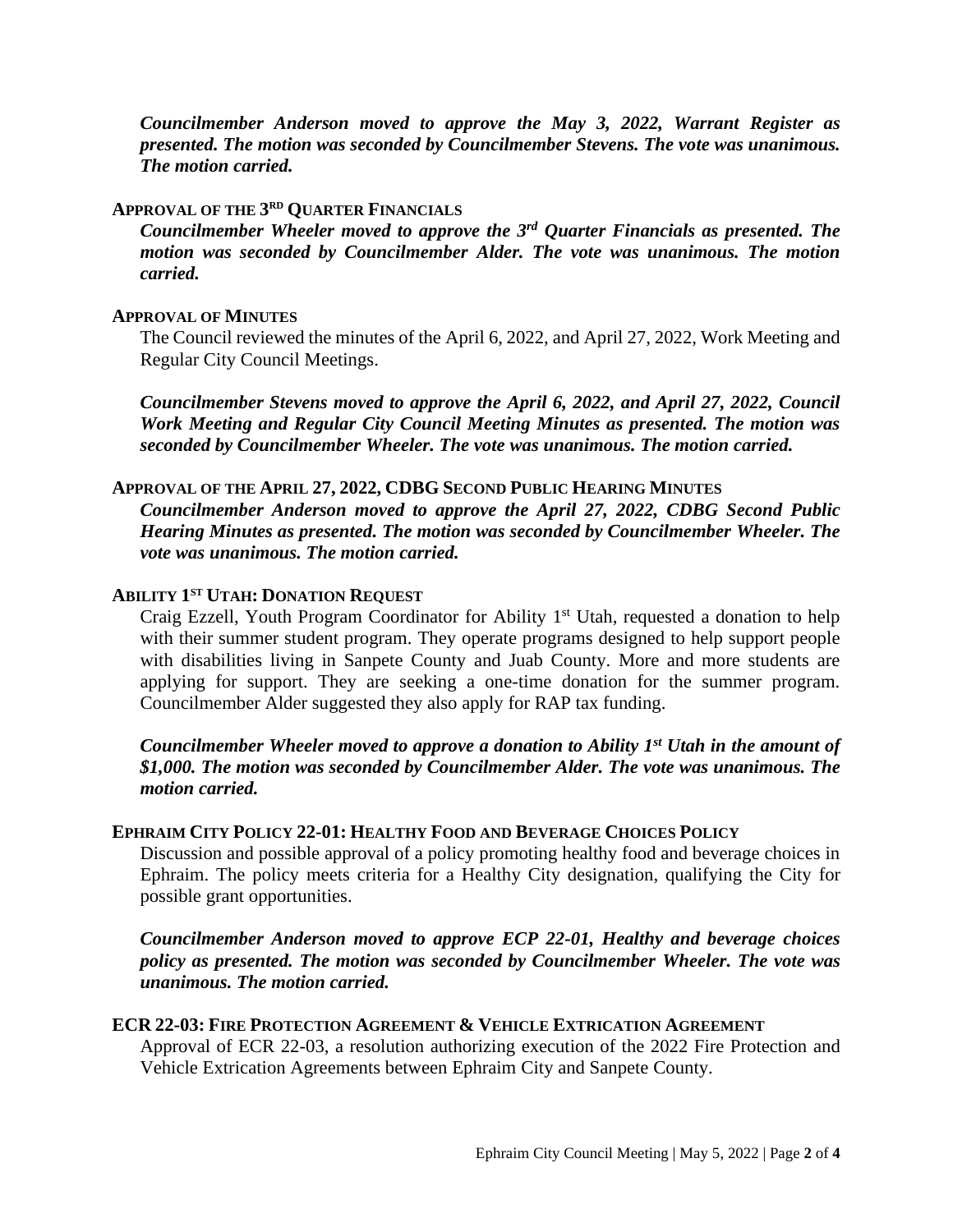***Councilmember Anderson moved to approve the May 3, 2022, Warrant Register as presented. The motion was seconded by Councilmember Stevens. The vote was unanimous. The motion carried.***

### APPROVAL OF THE 3RD QUARTER FINANCIALS

***Councilmember Wheeler moved to approve the 3rd Quarter Financials as presented. The motion was seconded by Councilmember Alder. The vote was unanimous. The motion carried.***

### APPROVAL OF MINUTES

The Council reviewed the minutes of the April 6, 2022, and April 27, 2022, Work Meeting and Regular City Council Meetings.

***Councilmember Stevens moved to approve the April 6, 2022, and April 27, 2022, Council Work Meeting and Regular City Council Meeting Minutes as presented. The motion was seconded by Councilmember Wheeler. The vote was unanimous. The motion carried.***

### APPROVAL OF THE APRIL 27, 2022, CDBG SECOND PUBLIC HEARING MINUTES

***Councilmember Anderson moved to approve the April 27, 2022, CDBG Second Public Hearing Minutes as presented. The motion was seconded by Councilmember Wheeler. The vote was unanimous. The motion carried.***

### ABILITY 1ST UTAH: DONATION REQUEST

Craig Ezzell, Youth Program Coordinator for Ability 1st Utah, requested a donation to help with their summer student program. They operate programs designed to help support people with disabilities living in Sanpete County and Juab County. More and more students are applying for support. They are seeking a one-time donation for the summer program. Councilmember Alder suggested they also apply for RAP tax funding.

***Councilmember Wheeler moved to approve a donation to Ability 1st Utah in the amount of $1,000. The motion was seconded by Councilmember Alder. The vote was unanimous. The motion carried.***

### EPHRAIM CITY POLICY 22-01: HEALTHY FOOD AND BEVERAGE CHOICES POLICY

Discussion and possible approval of a policy promoting healthy food and beverage choices in Ephraim. The policy meets criteria for a Healthy City designation, qualifying the City for possible grant opportunities.

***Councilmember Anderson moved to approve ECP 22-01, Healthy and beverage choices policy as presented. The motion was seconded by Councilmember Wheeler. The vote was unanimous. The motion carried.***

### ECR 22-03: FIRE PROTECTION AGREEMENT & VEHICLE EXTRICATION AGREEMENT

Approval of ECR 22-03, a resolution authorizing execution of the 2022 Fire Protection and Vehicle Extrication Agreements between Ephraim City and Sanpete County.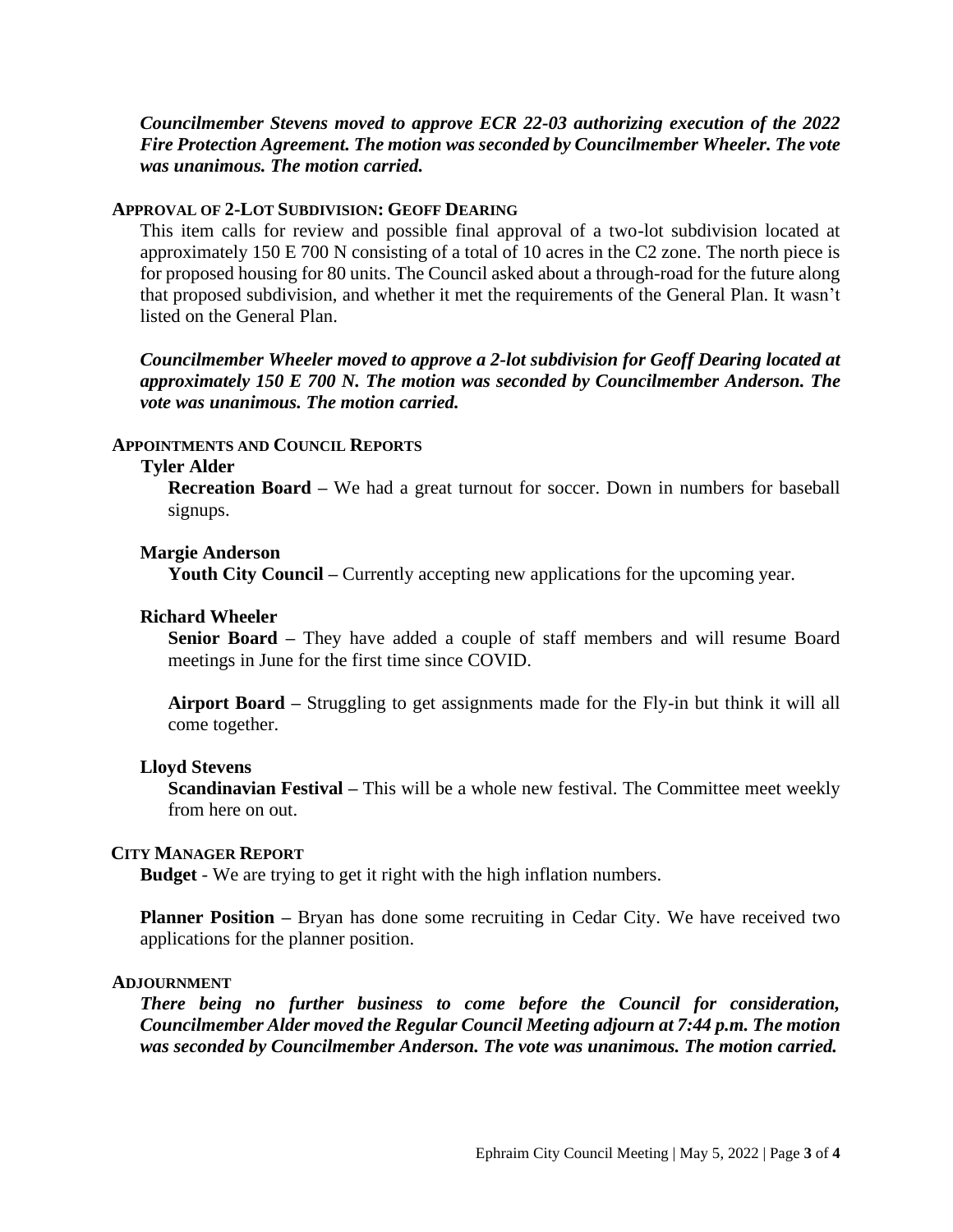***Councilmember Stevens moved to approve ECR 22-03 authorizing execution of the 2022 Fire Protection Agreement. The motion was seconded by Councilmember Wheeler. The vote was unanimous. The motion carried.***

### APPROVAL OF 2-LOT SUBDIVISION: GEOFF DEARING

This item calls for review and possible final approval of a two-lot subdivision located at approximately 150 E 700 N consisting of a total of 10 acres in the C2 zone. The north piece is for proposed housing for 80 units. The Council asked about a through-road for the future along that proposed subdivision, and whether it met the requirements of the General Plan. It wasn't listed on the General Plan.

***Councilmember Wheeler moved to approve a 2-lot subdivision for Geoff Dearing located at approximately 150 E 700 N. The motion was seconded by Councilmember Anderson. The vote was unanimous. The motion carried.***

### APPOINTMENTS AND COUNCIL REPORTS

**Tyler Alder**

**Recreation Board –** We had a great turnout for soccer. Down in numbers for baseball signups.

**Margie Anderson**

**Youth City Council –** Currently accepting new applications for the upcoming year.

**Richard Wheeler**

**Senior Board –** They have added a couple of staff members and will resume Board meetings in June for the first time since COVID.

**Airport Board –** Struggling to get assignments made for the Fly-in but think it will all come together.

**Lloyd Stevens**

**Scandinavian Festival –** This will be a whole new festival. The Committee meet weekly from here on out.

### CITY MANAGER REPORT

**Budget** - We are trying to get it right with the high inflation numbers.

**Planner Position –** Bryan has done some recruiting in Cedar City. We have received two applications for the planner position.

### ADJOURNMENT

***There being no further business to come before the Council for consideration, Councilmember Alder moved the Regular Council Meeting adjourn at 7:44 p.m. The motion was seconded by Councilmember Anderson. The vote was unanimous. The motion carried.***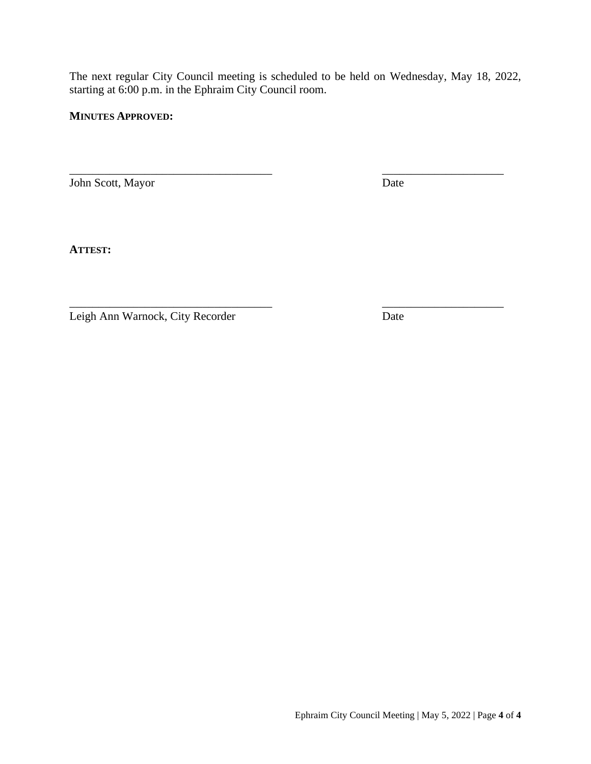The next regular City Council meeting is scheduled to be held on Wednesday, May 18, 2022, starting at 6:00 p.m. in the Ephraim City Council room.

**MINUTES APPROVED:**

\_\_\_\_\_\_\_\_\_\_\_\_\_\_\_\_\_\_\_\_\_\_\_\_\_\_\_\_\_\_\_\_\_\_\_\_ \_\_\_\_\_\_\_\_\_\_\_\_\_\_\_\_\_\_\_\_\_\_

John Scott, Mayor Date

**ATTEST:**

\_\_\_\_\_\_\_\_\_\_\_\_\_\_\_\_\_\_\_\_\_\_\_\_\_\_\_\_\_\_\_\_\_\_\_\_ \_\_\_\_\_\_\_\_\_\_\_\_\_\_\_\_\_\_\_\_\_\_

Leigh Ann Warnock, City Recorder Date